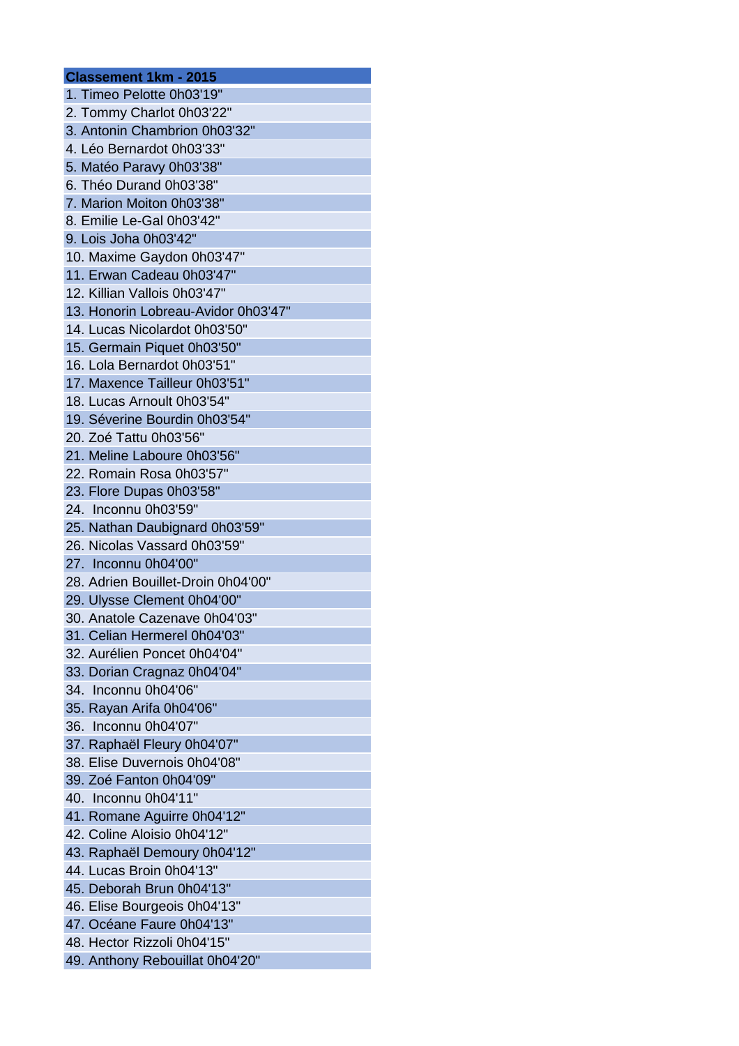| Classement 1km - 2015 |
|---|
| 1. Timeo Pelotte 0h03'19" |
| 2. Tommy Charlot 0h03'22" |
| 3. Antonin Chambrion 0h03'32" |
| 4. Léo Bernardot 0h03'33" |
| 5. Matéo Paravy 0h03'38" |
| 6. Théo Durand 0h03'38" |
| 7. Marion Moiton 0h03'38" |
| 8. Emilie Le-Gal 0h03'42" |
| 9. Lois Joha 0h03'42" |
| 10. Maxime Gaydon 0h03'47" |
| 11. Erwan Cadeau 0h03'47" |
| 12. Killian Vallois 0h03'47" |
| 13. Honorin Lobreau-Avidor 0h03'47" |
| 14. Lucas Nicolardot 0h03'50" |
| 15. Germain Piquet 0h03'50" |
| 16. Lola Bernardot 0h03'51" |
| 17. Maxence Tailleur 0h03'51" |
| 18. Lucas Arnoult 0h03'54" |
| 19. Séverine Bourdin 0h03'54" |
| 20. Zoé Tattu 0h03'56" |
| 21. Meline Laboure 0h03'56" |
| 22. Romain Rosa 0h03'57" |
| 23. Flore Dupas 0h03'58" |
| 24.  Inconnu 0h03'59" |
| 25. Nathan Daubignard 0h03'59" |
| 26. Nicolas Vassard 0h03'59" |
| 27.  Inconnu 0h04'00" |
| 28. Adrien Bouillet-Droin 0h04'00" |
| 29. Ulysse Clement 0h04'00" |
| 30. Anatole Cazenave 0h04'03" |
| 31. Celian Hermerel 0h04'03" |
| 32. Aurélien Poncet 0h04'04" |
| 33. Dorian Cragnaz 0h04'04" |
| 34.  Inconnu 0h04'06" |
| 35. Rayan Arifa 0h04'06" |
| 36.  Inconnu 0h04'07" |
| 37. Raphaël Fleury 0h04'07" |
| 38. Elise Duvernois 0h04'08" |
| 39. Zoé Fanton 0h04'09" |
| 40.  Inconnu 0h04'11" |
| 41. Romane Aguirre 0h04'12" |
| 42. Coline Aloisio 0h04'12" |
| 43. Raphaël Demoury 0h04'12" |
| 44. Lucas Broin 0h04'13" |
| 45. Deborah Brun 0h04'13" |
| 46. Elise Bourgeois 0h04'13" |
| 47. Océane Faure 0h04'13" |
| 48. Hector Rizzoli 0h04'15" |
| 49. Anthony Rebouillat 0h04'20" |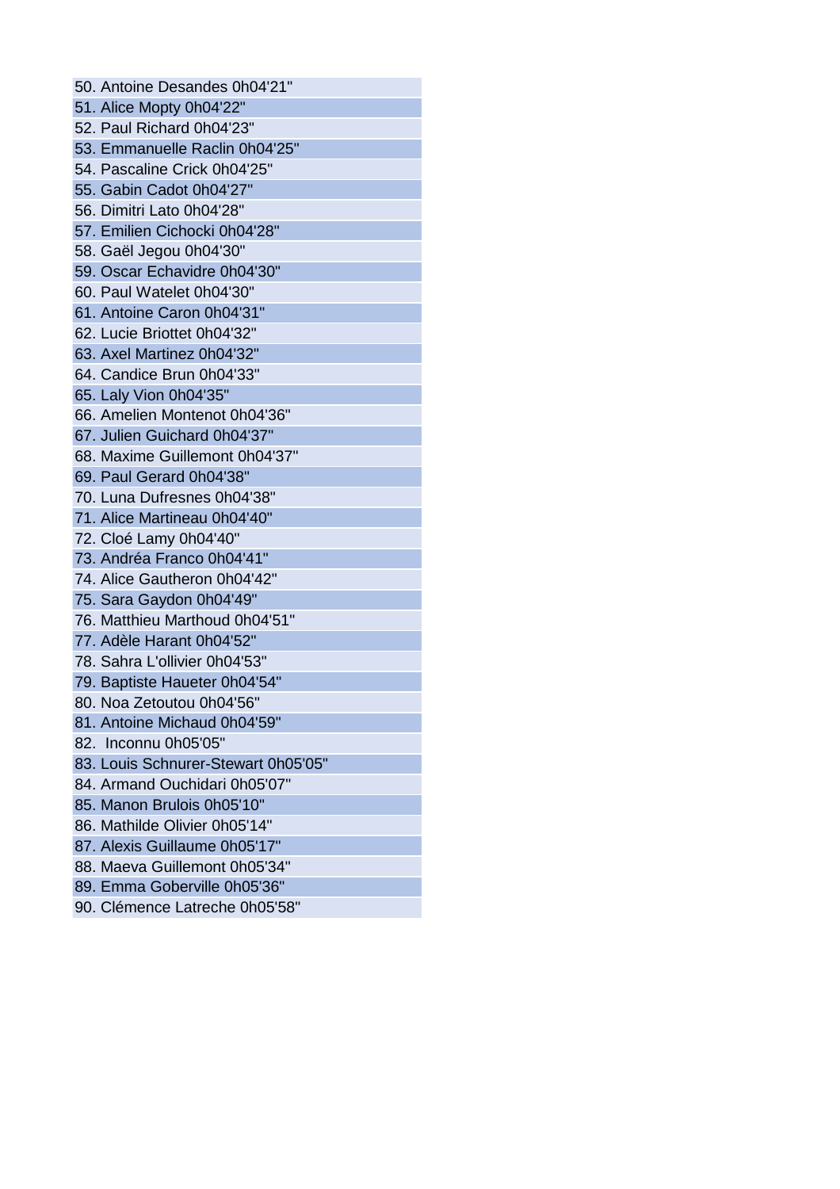50. Antoine Desandes 0h04'21"
51. Alice Mopty 0h04'22"
52. Paul Richard 0h04'23"
53. Emmanuelle Raclin 0h04'25"
54. Pascaline Crick 0h04'25"
55. Gabin Cadot 0h04'27"
56. Dimitri Lato 0h04'28"
57. Emilien Cichocki 0h04'28"
58. Gaël Jegou 0h04'30"
59. Oscar Echavidre 0h04'30"
60. Paul Watelet 0h04'30"
61. Antoine Caron 0h04'31"
62. Lucie Briottet 0h04'32"
63. Axel Martinez 0h04'32"
64. Candice Brun 0h04'33"
65. Laly Vion 0h04'35"
66. Amelien Montenot 0h04'36"
67. Julien Guichard 0h04'37"
68. Maxime Guillemont 0h04'37"
69. Paul Gerard 0h04'38"
70. Luna Dufresnes 0h04'38"
71. Alice Martineau 0h04'40"
72. Cloé Lamy 0h04'40"
73. Andréa Franco 0h04'41"
74. Alice Gautheron 0h04'42"
75. Sara Gaydon 0h04'49"
76. Matthieu Marthoud 0h04'51"
77. Adèle Harant 0h04'52"
78. Sahra L'ollivier 0h04'53"
79. Baptiste Haueter 0h04'54"
80. Noa Zetoutou 0h04'56"
81. Antoine Michaud 0h04'59"
82. Inconnu 0h05'05"
83. Louis Schnurer-Stewart 0h05'05"
84. Armand Ouchidari 0h05'07"
85. Manon Brulois 0h05'10"
86. Mathilde Olivier 0h05'14"
87. Alexis Guillaume 0h05'17"
88. Maeva Guillemont 0h05'34"
89. Emma Goberville 0h05'36"
90. Clémence Latreche 0h05'58"